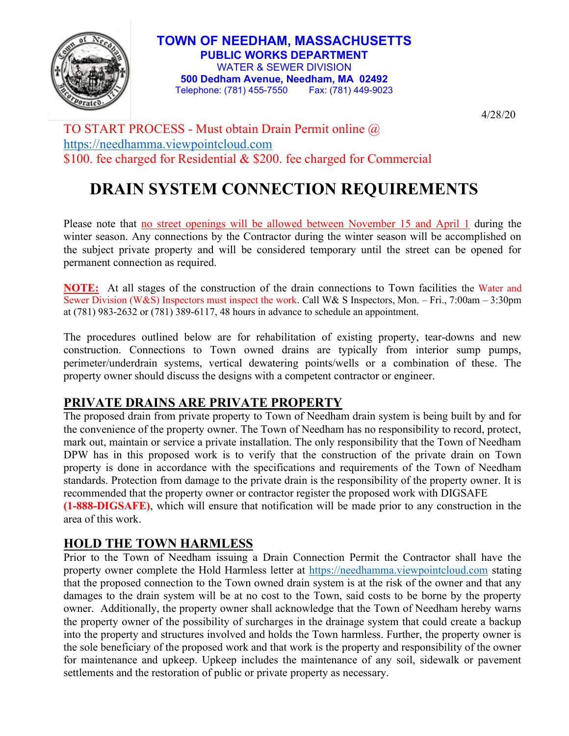**TOWN OF NEEDHAM, MASSACHUSETTS**
**PUBLIC WORKS DEPARTMENT**
WATER & SEWER DIVISION
**500 Dedham Avenue, Needham, MA 02492**
Telephone: (781) 455-7550 Fax: (781) 449-9023

4/28/20

TO START PROCESS - Must obtain Drain Permit online @ https://needhamma.viewpointcloud.com
$100. fee charged for Residential & $200. fee charged for Commercial

# DRAIN SYSTEM CONNECTION REQUIREMENTS

Please note that no street openings will be allowed between November 15 and April 1 during the winter season. Any connections by the Contractor during the winter season will be accomplished on the subject private property and will be considered temporary until the street can be opened for permanent connection as required.

**NOTE:** At all stages of the construction of the drain connections to Town facilities the Water and Sewer Division (W&S) Inspectors must inspect the work. Call W& S Inspectors, Mon. – Fri., 7:00am – 3:30pm at (781) 983-2632 or (781) 389-6117, 48 hours in advance to schedule an appointment.

The procedures outlined below are for rehabilitation of existing property, tear-downs and new construction. Connections to Town owned drains are typically from interior sump pumps, perimeter/underdrain systems, vertical dewatering points/wells or a combination of these. The property owner should discuss the designs with a competent contractor or engineer.

## PRIVATE DRAINS ARE PRIVATE PROPERTY

The proposed drain from private property to Town of Needham drain system is being built by and for the convenience of the property owner. The Town of Needham has no responsibility to record, protect, mark out, maintain or service a private installation. The only responsibility that the Town of Needham DPW has in this proposed work is to verify that the construction of the private drain on Town property is done in accordance with the specifications and requirements of the Town of Needham standards. Protection from damage to the private drain is the responsibility of the property owner. It is recommended that the property owner or contractor register the proposed work with DIGSAFE **(1-888-DIGSAFE)**, which will ensure that notification will be made prior to any construction in the area of this work.

## HOLD THE TOWN HARMLESS

Prior to the Town of Needham issuing a Drain Connection Permit the Contractor shall have the property owner complete the Hold Harmless letter at https://needhamma.viewpointcloud.com stating that the proposed connection to the Town owned drain system is at the risk of the owner and that any damages to the drain system will be at no cost to the Town, said costs to be borne by the property owner. Additionally, the property owner shall acknowledge that the Town of Needham hereby warns the property owner of the possibility of surcharges in the drainage system that could create a backup into the property and structures involved and holds the Town harmless. Further, the property owner is the sole beneficiary of the proposed work and that work is the property and responsibility of the owner for maintenance and upkeep. Upkeep includes the maintenance of any soil, sidewalk or pavement settlements and the restoration of public or private property as necessary.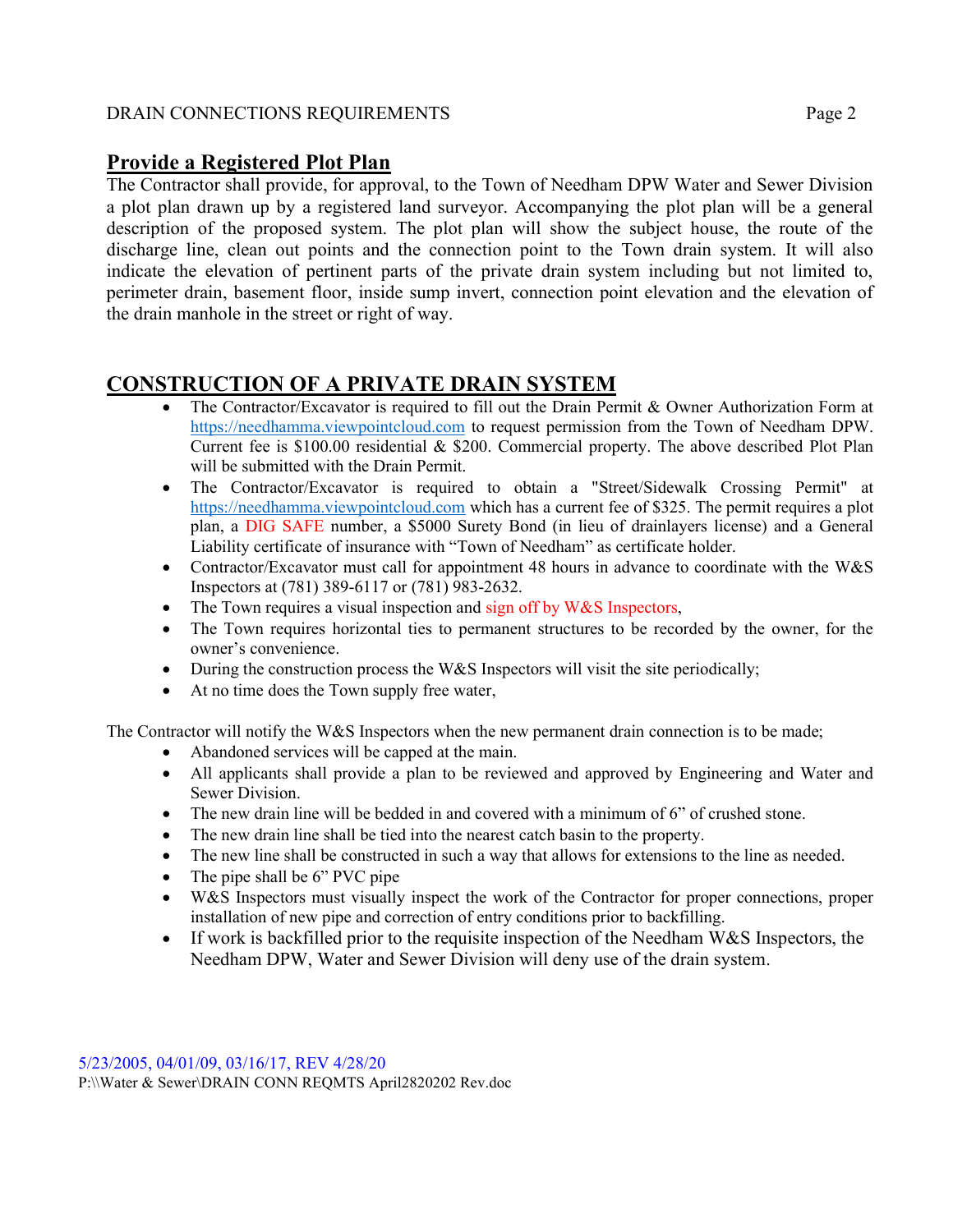## Provide a Registered Plot Plan

The Contractor shall provide, for approval, to the Town of Needham DPW Water and Sewer Division a plot plan drawn up by a registered land surveyor. Accompanying the plot plan will be a general description of the proposed system. The plot plan will show the subject house, the route of the discharge line, clean out points and the connection point to the Town drain system. It will also indicate the elevation of pertinent parts of the private drain system including but not limited to, perimeter drain, basement floor, inside sump invert, connection point elevation and the elevation of the drain manhole in the street or right of way.

## CONSTRUCTION OF A PRIVATE DRAIN SYSTEM

- The Contractor/Excavator is required to fill out the Drain Permit & Owner Authorization Form at https://needhamma.viewpointcloud.com to request permission from the Town of Needham DPW. Current fee is $100.00 residential & $200. Commercial property. The above described Plot Plan will be submitted with the Drain Permit.
- The Contractor/Excavator is required to obtain a "Street/Sidewalk Crossing Permit" at https://needhamma.viewpointcloud.com which has a current fee of $325. The permit requires a plot plan, a DIG SAFE number, a $5000 Surety Bond (in lieu of drainlayers license) and a General Liability certificate of insurance with "Town of Needham" as certificate holder.
- Contractor/Excavator must call for appointment 48 hours in advance to coordinate with the W&S Inspectors at (781) 389-6117 or (781) 983-2632.
- The Town requires a visual inspection and sign off by W&S Inspectors,
- The Town requires horizontal ties to permanent structures to be recorded by the owner, for the owner's convenience.
- During the construction process the W&S Inspectors will visit the site periodically;
- At no time does the Town supply free water,

The Contractor will notify the W&S Inspectors when the new permanent drain connection is to be made;

- Abandoned services will be capped at the main.
- All applicants shall provide a plan to be reviewed and approved by Engineering and Water and Sewer Division.
- The new drain line will be bedded in and covered with a minimum of 6" of crushed stone.
- The new drain line shall be tied into the nearest catch basin to the property.
- The new line shall be constructed in such a way that allows for extensions to the line as needed.
- The pipe shall be 6" PVC pipe
- W&S Inspectors must visually inspect the work of the Contractor for proper connections, proper installation of new pipe and correction of entry conditions prior to backfilling.
- If work is backfilled prior to the requisite inspection of the Needham W&S Inspectors, the Needham DPW, Water and Sewer Division will deny use of the drain system.

5/23/2005, 04/01/09, 03/16/17, REV 4/28/20
P:\\Water & Sewer\DRAIN CONN REQMTS April2820202 Rev.doc